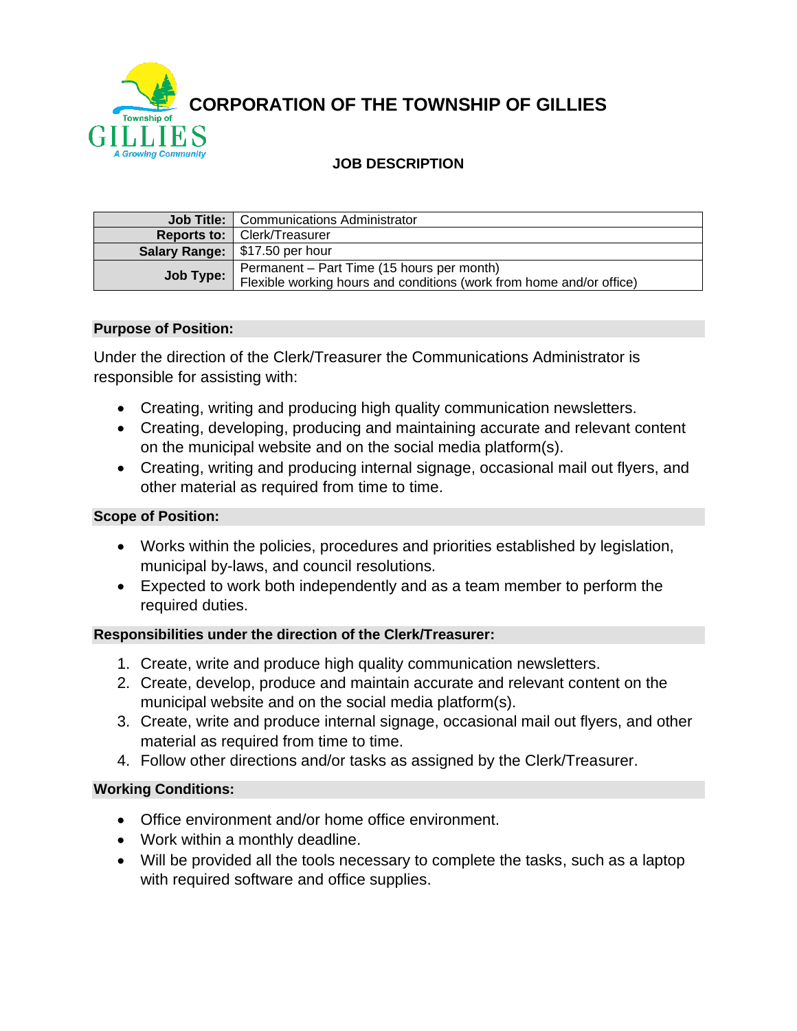# CORPORATION OF THE TOWNSHIP OF GILLIES

## JOB DESCRIPTION

| | |
|---|---|
| **Job Title:** | Communications Administrator |
| **Reports to:** | Clerk/Treasurer |
| **Salary Range:** | $17.50 per hour |
| **Job Type:** | Permanent – Part Time (15 hours per month)<br>Flexible working hours and conditions (work from home and/or office) |

### Purpose of Position:

Under the direction of the Clerk/Treasurer the Communications Administrator is responsible for assisting with:

- Creating, writing and producing high quality communication newsletters.
- Creating, developing, producing and maintaining accurate and relevant content on the municipal website and on the social media platform(s).
- Creating, writing and producing internal signage, occasional mail out flyers, and other material as required from time to time.

### Scope of Position:

- Works within the policies, procedures and priorities established by legislation, municipal by-laws, and council resolutions.
- Expected to work both independently and as a team member to perform the required duties.

### Responsibilities under the direction of the Clerk/Treasurer:

1. Create, write and produce high quality communication newsletters.
2. Create, develop, produce and maintain accurate and relevant content on the municipal website and on the social media platform(s).
3. Create, write and produce internal signage, occasional mail out flyers, and other material as required from time to time.
4. Follow other directions and/or tasks as assigned by the Clerk/Treasurer.

### Working Conditions:

- Office environment and/or home office environment.
- Work within a monthly deadline.
- Will be provided all the tools necessary to complete the tasks, such as a laptop with required software and office supplies.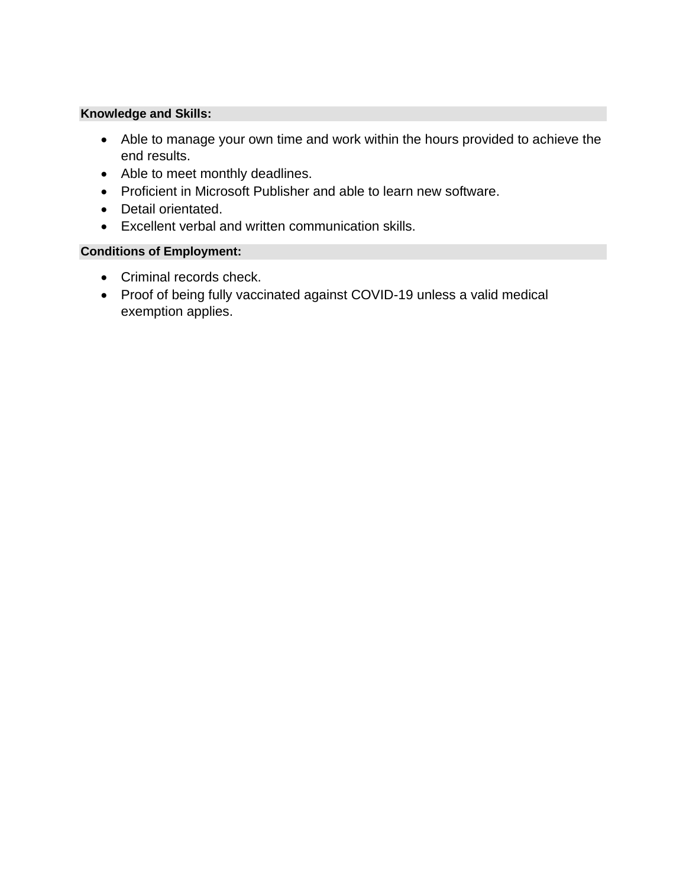**Knowledge and Skills:**

- Able to manage your own time and work within the hours provided to achieve the end results.
- Able to meet monthly deadlines.
- Proficient in Microsoft Publisher and able to learn new software.
- Detail orientated.
- Excellent verbal and written communication skills.

**Conditions of Employment:**

- Criminal records check.
- Proof of being fully vaccinated against COVID-19 unless a valid medical exemption applies.